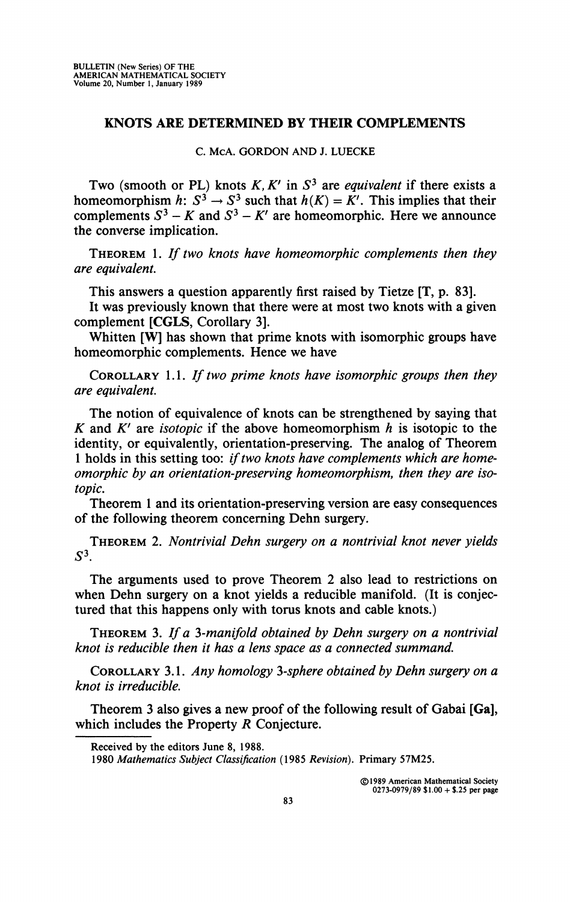# KNOTS ARE DETERMINED BY THEIR COMPLEMENTS

C. McA. GORDON AND J. LUECKE

Two (smooth or PL) knots $K, K'$ in $S^3$ are *equivalent* if there exists a homeomorphism $h: S^3 \to S^3$ such that $h(K) = K'$. This implies that their complements $S^3 - K$ and $S^3 - K'$ are homeomorphic. Here we announce the converse implication.

THEOREM 1. *If two knots have homeomorphic complements then they are equivalent.*

This answers a question apparently first raised by Tietze [**T**, p. 83].

It was previously known that there were at most two knots with a given complement [**CGLS**, Corollary 3].

Whitten [**W**] has shown that prime knots with isomorphic groups have homeomorphic complements. Hence we have

COROLLARY 1.1. *If two prime knots have isomorphic groups then they are equivalent.*

The notion of equivalence of knots can be strengthened by saying that $K$ and $K'$ are *isotopic* if the above homeomorphism $h$ is isotopic to the identity, or equivalently, orientation-preserving. The analog of Theorem 1 holds in this setting too: *if two knots have complements which are homeomorphic by an orientation-preserving homeomorphism, then they are isotopic.*

Theorem 1 and its orientation-preserving version are easy consequences of the following theorem concerning Dehn surgery.

THEOREM 2. *Nontrivial Dehn surgery on a nontrivial knot never yields $S^3$.*

The arguments used to prove Theorem 2 also lead to restrictions on when Dehn surgery on a knot yields a reducible manifold. (It is conjectured that this happens only with torus knots and cable knots.)

THEOREM 3. *If a 3-manifold obtained by Dehn surgery on a nontrivial knot is reducible then it has a lens space as a connected summand.*

COROLLARY 3.1. *Any homology 3-sphere obtained by Dehn surgery on a knot is irreducible.*

Theorem 3 also gives a new proof of the following result of Gabai [**Ga**], which includes the Property $R$ Conjecture.

---

Received by the editors June 8, 1988.

1980 *Mathematics Subject Classification* (1985 *Revision*). Primary 57M25.

©1989 American Mathematical Society
0273-0979/89 $1.00 + $.25 per page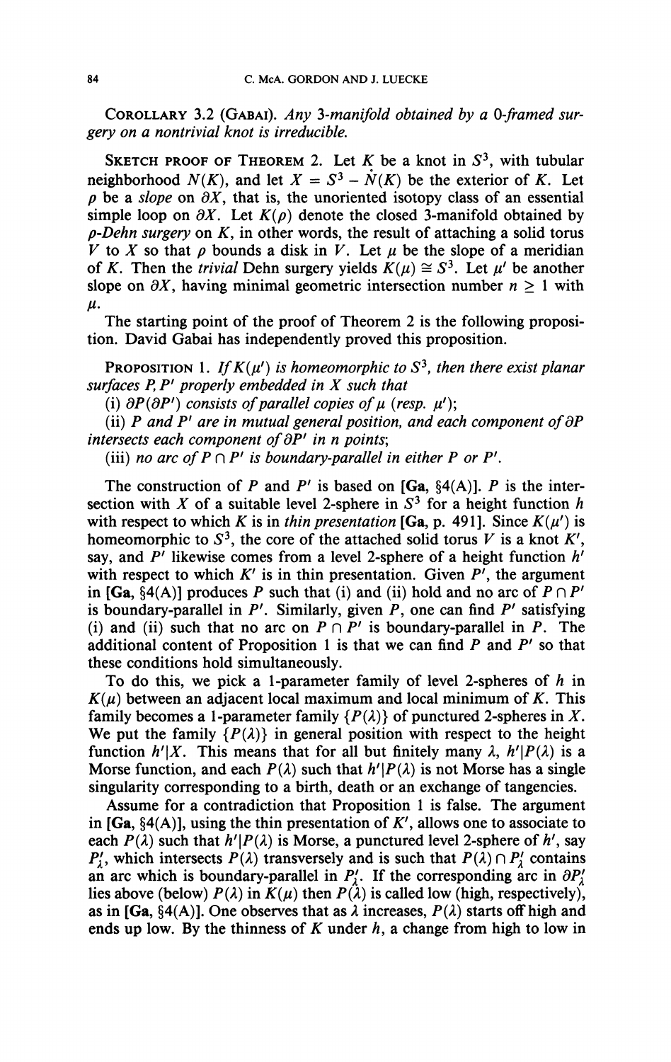**Corollary 3.2** (Gabai). *Any 3-manifold obtained by a 0-framed surgery on a nontrivial knot is irreducible.*

**Sketch proof of Theorem 2.** Let $K$ be a knot in $S^3$, with tubular neighborhood $N(K)$, and let $X = S^3 - \mathring{N}(K)$ be the exterior of $K$. Let $\rho$ be a *slope* on $\partial X$, that is, the unoriented isotopy class of an essential simple loop on $\partial X$. Let $K(\rho)$ denote the closed 3-manifold obtained by $\rho$*-Dehn surgery* on $K$, in other words, the result of attaching a solid torus $V$ to $X$ so that $\rho$ bounds a disk in $V$. Let $\mu$ be the slope of a meridian of $K$. Then the *trivial* Dehn surgery yields $K(\mu) \cong S^3$. Let $\mu'$ be another slope on $\partial X$, having minimal geometric intersection number $n \geq 1$ with $\mu$.

The starting point of the proof of Theorem 2 is the following proposition. David Gabai has independently proved this proposition.

**Proposition 1.** *If $K(\mu')$ is homeomorphic to $S^3$, then there exist planar surfaces $P, P'$ properly embedded in $X$ such that*

(i) *$\partial P(\partial P')$ consists of parallel copies of $\mu$ (resp. $\mu'$);*

(ii) *$P$ and $P'$ are in mutual general position, and each component of $\partial P$ intersects each component of $\partial P'$ in $n$ points;*

(iii) *no arc of $P \cap P'$ is boundary-parallel in either $P$ or $P'$.*

The construction of $P$ and $P'$ is based on **[Ga**, §4(A)**]**. $P$ is the intersection with $X$ of a suitable level 2-sphere in $S^3$ for a height function $h$ with respect to which $K$ is in *thin presentation* **[Ga**, p. 491**]**. Since $K(\mu')$ is homeomorphic to $S^3$, the core of the attached solid torus $V$ is a knot $K'$, say, and $P'$ likewise comes from a level 2-sphere of a height function $h'$ with respect to which $K'$ is in thin presentation. Given $P'$, the argument in **[Ga**, §4(A)**]** produces $P$ such that (i) and (ii) hold and no arc of $P \cap P'$ is boundary-parallel in $P'$. Similarly, given $P$, one can find $P'$ satisfying (i) and (ii) such that no arc on $P \cap P'$ is boundary-parallel in $P$. The additional content of Proposition 1 is that we can find $P$ and $P'$ so that these conditions hold simultaneously.

To do this, we pick a 1-parameter family of level 2-spheres of $h$ in $K(\mu)$ between an adjacent local maximum and local minimum of $K$. This family becomes a 1-parameter family $\{P(\lambda)\}$ of punctured 2-spheres in $X$. We put the family $\{P(\lambda)\}$ in general position with respect to the height function $h'|X$. This means that for all but finitely many $\lambda$, $h'|P(\lambda)$ is a Morse function, and each $P(\lambda)$ such that $h'|P(\lambda)$ is not Morse has a single singularity corresponding to a birth, death or an exchange of tangencies.

Assume for a contradiction that Proposition 1 is false. The argument in **[Ga**, §4(A)**]**, using the thin presentation of $K'$, allows one to associate to each $P(\lambda)$ such that $h'|P(\lambda)$ is Morse, a punctured level 2-sphere of $h'$, say $P'_\lambda$, which intersects $P(\lambda)$ transversely and is such that $P(\lambda) \cap P'_\lambda$ contains an arc which is boundary-parallel in $P'_\lambda$. If the corresponding arc in $\partial P'_\lambda$ lies above (below) $P(\lambda)$ in $K(\mu)$ then $P(\lambda)$ is called low (high, respectively), as in **[Ga**, §4(A)**]**. One observes that as $\lambda$ increases, $P(\lambda)$ starts off high and ends up low. By the thinness of $K$ under $h$, a change from high to low in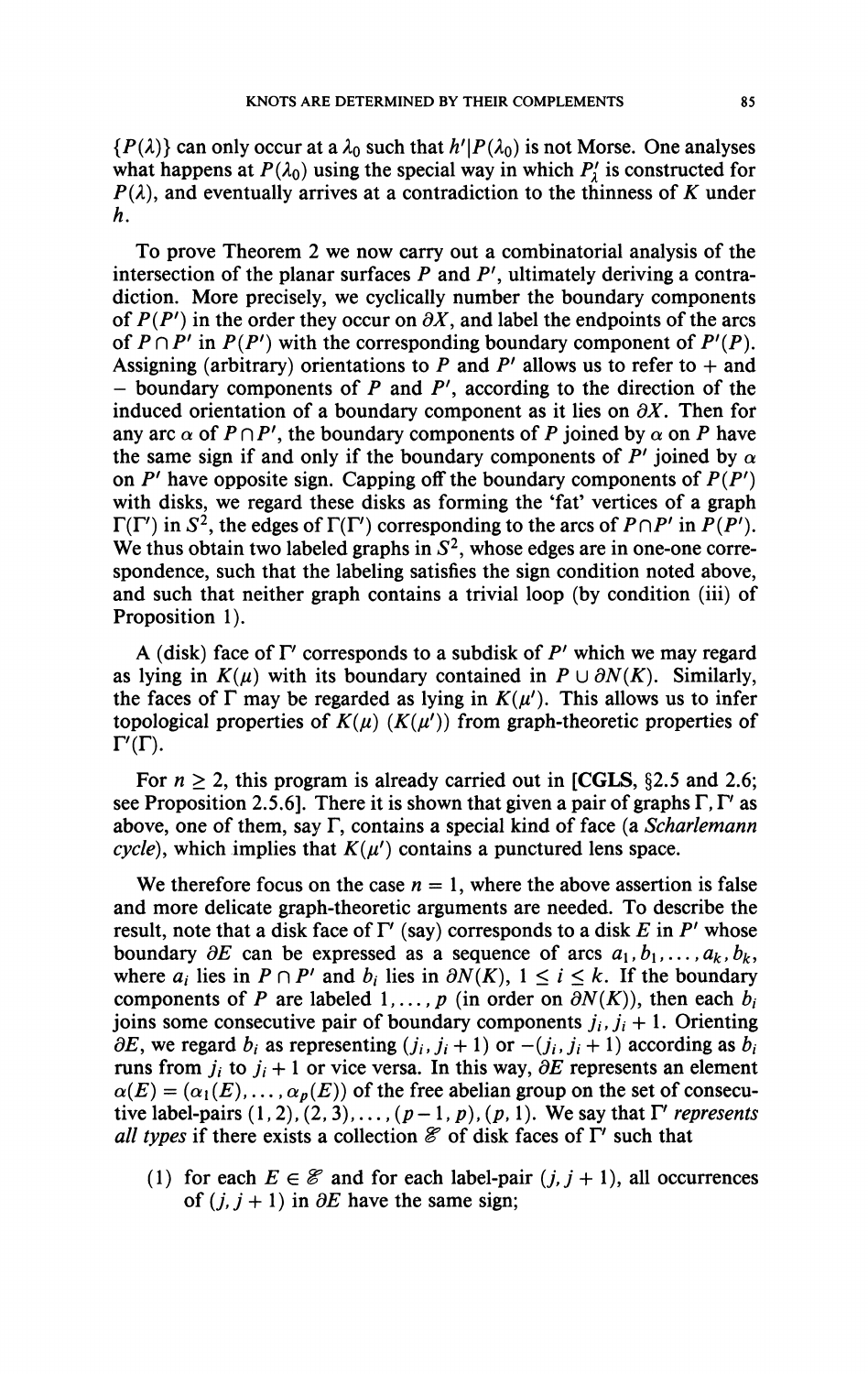$\{P(\lambda)\}$ can only occur at a $\lambda_0$ such that $h'|P(\lambda_0)$ is not Morse. One analyses what happens at $P(\lambda_0)$ using the special way in which $P'_\lambda$ is constructed for $P(\lambda)$, and eventually arrives at a contradiction to the thinness of $K$ under $h$.

To prove Theorem 2 we now carry out a combinatorial analysis of the intersection of the planar surfaces $P$ and $P'$, ultimately deriving a contradiction. More precisely, we cyclically number the boundary components of $P(P')$ in the order they occur on $\partial X$, and label the endpoints of the arcs of $P \cap P'$ in $P(P')$ with the corresponding boundary component of $P'(P)$. Assigning (arbitrary) orientations to $P$ and $P'$ allows us to refer to $+$ and $-$ boundary components of $P$ and $P'$, according to the direction of the induced orientation of a boundary component as it lies on $\partial X$. Then for any arc $\alpha$ of $P \cap P'$, the boundary components of $P$ joined by $\alpha$ on $P$ have the same sign if and only if the boundary components of $P'$ joined by $\alpha$ on $P'$ have opposite sign. Capping off the boundary components of $P(P')$ with disks, we regard these disks as forming the 'fat' vertices of a graph $\Gamma(\Gamma')$ in $S^2$, the edges of $\Gamma(\Gamma')$ corresponding to the arcs of $P \cap P'$ in $P(P')$. We thus obtain two labeled graphs in $S^2$, whose edges are in one-one correspondence, such that the labeling satisfies the sign condition noted above, and such that neither graph contains a trivial loop (by condition (iii) of Proposition 1).

A (disk) face of $\Gamma'$ corresponds to a subdisk of $P'$ which we may regard as lying in $K(\mu)$ with its boundary contained in $P \cup \partial N(K)$. Similarly, the faces of $\Gamma$ may be regarded as lying in $K(\mu')$. This allows us to infer topological properties of $K(\mu)$ $(K(\mu'))$ from graph-theoretic properties of $\Gamma'(\Gamma)$.

For $n \geq 2$, this program is already carried out in [**CGLS**, §2.5 and 2.6; see Proposition 2.5.6]. There it is shown that given a pair of graphs $\Gamma, \Gamma'$ as above, one of them, say $\Gamma$, contains a special kind of face (a *Scharlemann cycle*), which implies that $K(\mu')$ contains a punctured lens space.

We therefore focus on the case $n = 1$, where the above assertion is false and more delicate graph-theoretic arguments are needed. To describe the result, note that a disk face of $\Gamma'$ (say) corresponds to a disk $E$ in $P'$ whose boundary $\partial E$ can be expressed as a sequence of arcs $a_1, b_1, \dots, a_k, b_k$, where $a_i$ lies in $P \cap P'$ and $b_i$ lies in $\partial N(K)$, $1 \leq i \leq k$. If the boundary components of $P$ are labeled $1, \dots, p$ (in order on $\partial N(K)$), then each $b_i$ joins some consecutive pair of boundary components $j_i, j_i + 1$. Orienting $\partial E$, we regard $b_i$ as representing $(j_i, j_i + 1)$ or $-(j_i, j_i + 1)$ according as $b_i$ runs from $j_i$ to $j_i + 1$ or vice versa. In this way, $\partial E$ represents an element $\alpha(E) = (\alpha_1(E), \dots, \alpha_p(E))$ of the free abelian group on the set of consecutive label-pairs $(1, 2), (2, 3), \dots, (p-1, p), (p, 1)$. We say that $\Gamma'$ *represents all types* if there exists a collection $\mathscr{E}$ of disk faces of $\Gamma'$ such that

(1) for each $E \in \mathscr{E}$ and for each label-pair $(j, j+1)$, all occurrences of $(j, j+1)$ in $\partial E$ have the same sign;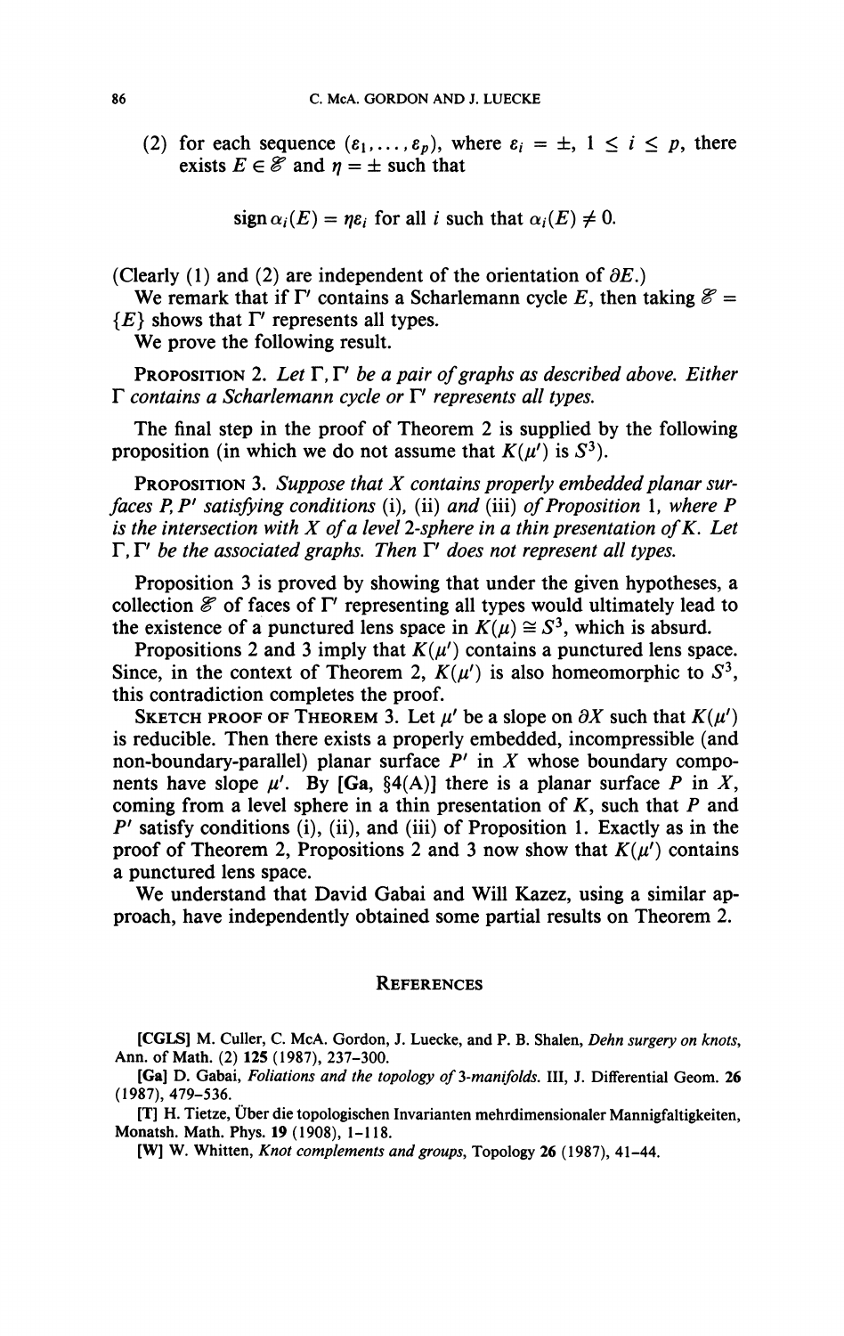(2) for each sequence $(\varepsilon_1, \ldots, \varepsilon_p)$, where $\varepsilon_i = \pm$, $1 \leq i \leq p$, there exists $E \in \mathscr{E}$ and $\eta = \pm$ such that

$$\operatorname{sign} \alpha_i(E) = \eta \varepsilon_i \text{ for all } i \text{ such that } \alpha_i(E) \neq 0.$$

(Clearly (1) and (2) are independent of the orientation of $\partial E$.)

We remark that if $\Gamma'$ contains a Scharlemann cycle $E$, then taking $\mathscr{E} = \{E\}$ shows that $\Gamma'$ represents all types.

We prove the following result.

**PROPOSITION 2.** *Let $\Gamma, \Gamma'$ be a pair of graphs as described above. Either $\Gamma$ contains a Scharlemann cycle or $\Gamma'$ represents all types.*

The final step in the proof of Theorem 2 is supplied by the following proposition (in which we do not assume that $K(\mu')$ is $S^3$).

**PROPOSITION 3.** *Suppose that $X$ contains properly embedded planar surfaces $P, P'$ satisfying conditions* (i), (ii) *and* (iii) *of Proposition* 1, *where $P$ is the intersection with $X$ of a level 2-sphere in a thin presentation of $K$. Let $\Gamma, \Gamma'$ be the associated graphs. Then $\Gamma'$ does not represent all types.*

Proposition 3 is proved by showing that under the given hypotheses, a collection $\mathscr{E}$ of faces of $\Gamma'$ representing all types would ultimately lead to the existence of a punctured lens space in $K(\mu) \cong S^3$, which is absurd.

Propositions 2 and 3 imply that $K(\mu')$ contains a punctured lens space. Since, in the context of Theorem 2, $K(\mu')$ is also homeomorphic to $S^3$, this contradiction completes the proof.

**SKETCH PROOF OF THEOREM 3.** Let $\mu'$ be a slope on $\partial X$ such that $K(\mu')$ is reducible. Then there exists a properly embedded, incompressible (and non-boundary-parallel) planar surface $P'$ in $X$ whose boundary components have slope $\mu'$. By **[Ga**, §4(A)**]** there is a planar surface $P$ in $X$, coming from a level sphere in a thin presentation of $K$, such that $P$ and $P'$ satisfy conditions (i), (ii), and (iii) of Proposition 1. Exactly as in the proof of Theorem 2, Propositions 2 and 3 now show that $K(\mu')$ contains a punctured lens space.

We understand that David Gabai and Will Kazez, using a similar approach, have independently obtained some partial results on Theorem 2.

## REFERENCES

**[CGLS]** M. Culler, C. McA. Gordon, J. Luecke, and P. B. Shalen, *Dehn surgery on knots*, Ann. of Math. (2) **125** (1987), 237–300.

**[Ga]** D. Gabai, *Foliations and the topology of 3-manifolds*. III, J. Differential Geom. **26** (1987), 479–536.

**[T]** H. Tietze, Über die topologischen Invarianten mehrdimensionaler Mannigfaltigkeiten, Monatsh. Math. Phys. **19** (1908), 1–118.

**[W]** W. Whitten, *Knot complements and groups*, Topology **26** (1987), 41–44.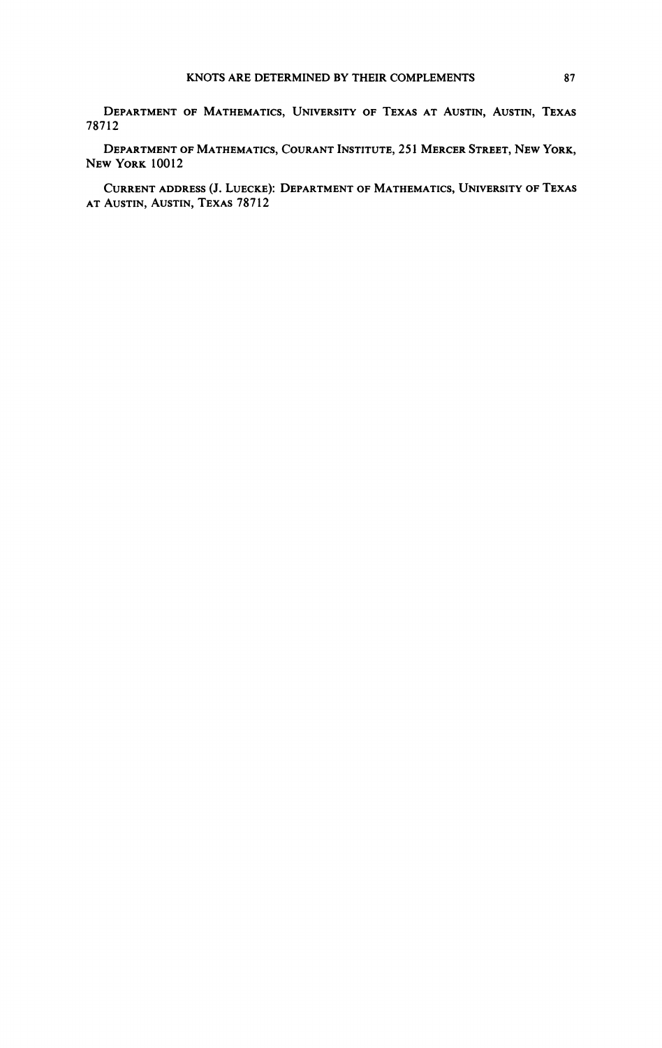Department of Mathematics, University of Texas at Austin, Austin, Texas 78712

Department of Mathematics, Courant Institute, 251 Mercer Street, New York, New York 10012

Current address (J. Luecke): Department of Mathematics, University of Texas at Austin, Austin, Texas 78712